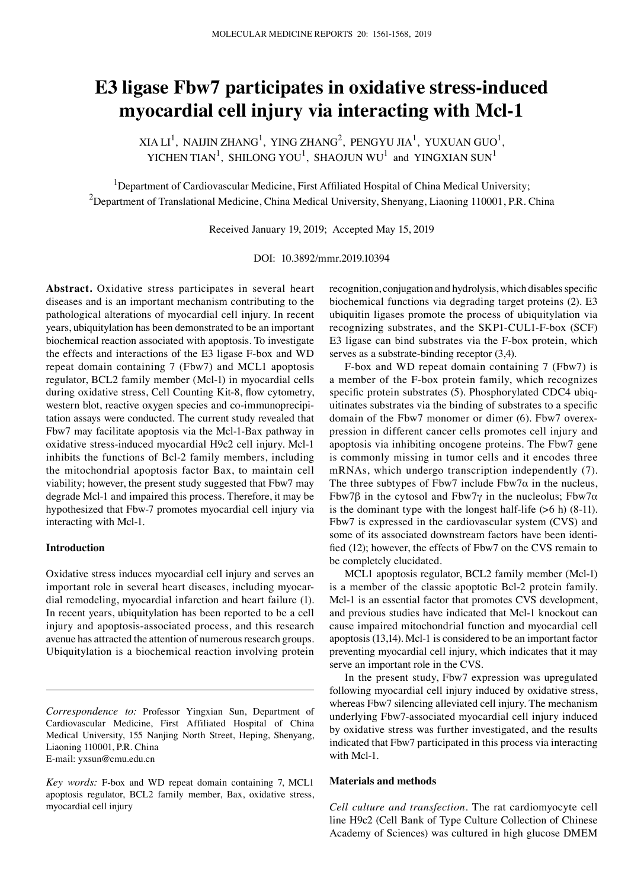# E3 ligase Fbw7 participates in oxidative stress-induced myocardial cell injury via interacting with Mcl-1

XIA LI[1], NAIJIN ZHANG[1], YING ZHANG[2], PENGYU JIA[1], YUXUAN GUO[1], YICHEN TIAN[1], SHILONG YOU[1], SHAOJUN WU[1] and YINGXIAN SUN[1]

[1]Department of Cardiovascular Medicine, First Affiliated Hospital of China Medical University; [2]Department of Translational Medicine, China Medical University, Shenyang, Liaoning 110001, P.R. China

Received January 19, 2019; Accepted May 15, 2019

DOI: 10.3892/mmr.2019.10394

**Abstract.** Oxidative stress participates in several heart diseases and is an important mechanism contributing to the pathological alterations of myocardial cell injury. In recent years, ubiquitylation has been demonstrated to be an important biochemical reaction associated with apoptosis. To investigate the effects and interactions of the E3 ligase F-box and WD repeat domain containing 7 (Fbw7) and MCL1 apoptosis regulator, BCL2 family member (Mcl-1) in myocardial cells during oxidative stress, Cell Counting Kit-8, flow cytometry, western blot, reactive oxygen species and co-immunoprecipitation assays were conducted. The current study revealed that Fbw7 may facilitate apoptosis via the Mcl-1-Bax pathway in oxidative stress-induced myocardial H9c2 cell injury. Mcl-1 inhibits the functions of Bcl-2 family members, including the mitochondrial apoptosis factor Bax, to maintain cell viability; however, the present study suggested that Fbw7 may degrade Mcl-1 and impaired this process. Therefore, it may be hypothesized that Fbw-7 promotes myocardial cell injury via interacting with Mcl-1.

## Introduction

Oxidative stress induces myocardial cell injury and serves an important role in several heart diseases, including myocardial remodeling, myocardial infarction and heart failure (1). In recent years, ubiquitylation has been reported to be a cell injury and apoptosis-associated process, and this research avenue has attracted the attention of numerous research groups. Ubiquitylation is a biochemical reaction involving protein recognition, conjugation and hydrolysis, which disables specific biochemical functions via degrading target proteins (2). E3 ubiquitin ligases promote the process of ubiquitylation via recognizing substrates, and the SKP1-CUL1-F-box (SCF) E3 ligase can bind substrates via the F-box protein, which serves as a substrate-binding receptor (3,4).

F-box and WD repeat domain containing 7 (Fbw7) is a member of the F-box protein family, which recognizes specific protein substrates (5). Phosphorylated CDC4 ubiquitinates substrates via the binding of substrates to a specific domain of the Fbw7 monomer or dimer (6). Fbw7 overexpression in different cancer cells promotes cell injury and apoptosis via inhibiting oncogene proteins. The Fbw7 gene is commonly missing in tumor cells and it encodes three mRNAs, which undergo transcription independently (7). The three subtypes of Fbw7 include Fbw7α in the nucleus, Fbw7β in the cytosol and Fbw7γ in the nucleolus; Fbw7α is the dominant type with the longest half-life (>6 h) (8-11). Fbw7 is expressed in the cardiovascular system (CVS) and some of its associated downstream factors have been identified (12); however, the effects of Fbw7 on the CVS remain to be completely elucidated.

MCL1 apoptosis regulator, BCL2 family member (Mcl-1) is a member of the classic apoptotic Bcl-2 protein family. Mcl-1 is an essential factor that promotes CVS development, and previous studies have indicated that Mcl-1 knockout can cause impaired mitochondrial function and myocardial cell apoptosis (13,14). Mcl-1 is considered to be an important factor preventing myocardial cell injury, which indicates that it may serve an important role in the CVS.

In the present study, Fbw7 expression was upregulated following myocardial cell injury induced by oxidative stress, whereas Fbw7 silencing alleviated cell injury. The mechanism underlying Fbw7-associated myocardial cell injury induced by oxidative stress was further investigated, and the results indicated that Fbw7 participated in this process via interacting with Mcl-1.

## Materials and methods

*Cell culture and transfection.* The rat cardiomyocyte cell line H9c2 (Cell Bank of Type Culture Collection of Chinese Academy of Sciences) was cultured in high glucose DMEM

*Correspondence to:* Professor Yingxian Sun, Department of Cardiovascular Medicine, First Affiliated Hospital of China Medical University, 155 Nanjing North Street, Heping, Shenyang, Liaoning 110001, P.R. China
E-mail: yxsun@cmu.edu.cn

*Key words:* F-box and WD repeat domain containing 7, MCL1 apoptosis regulator, BCL2 family member, Bax, oxidative stress, myocardial cell injury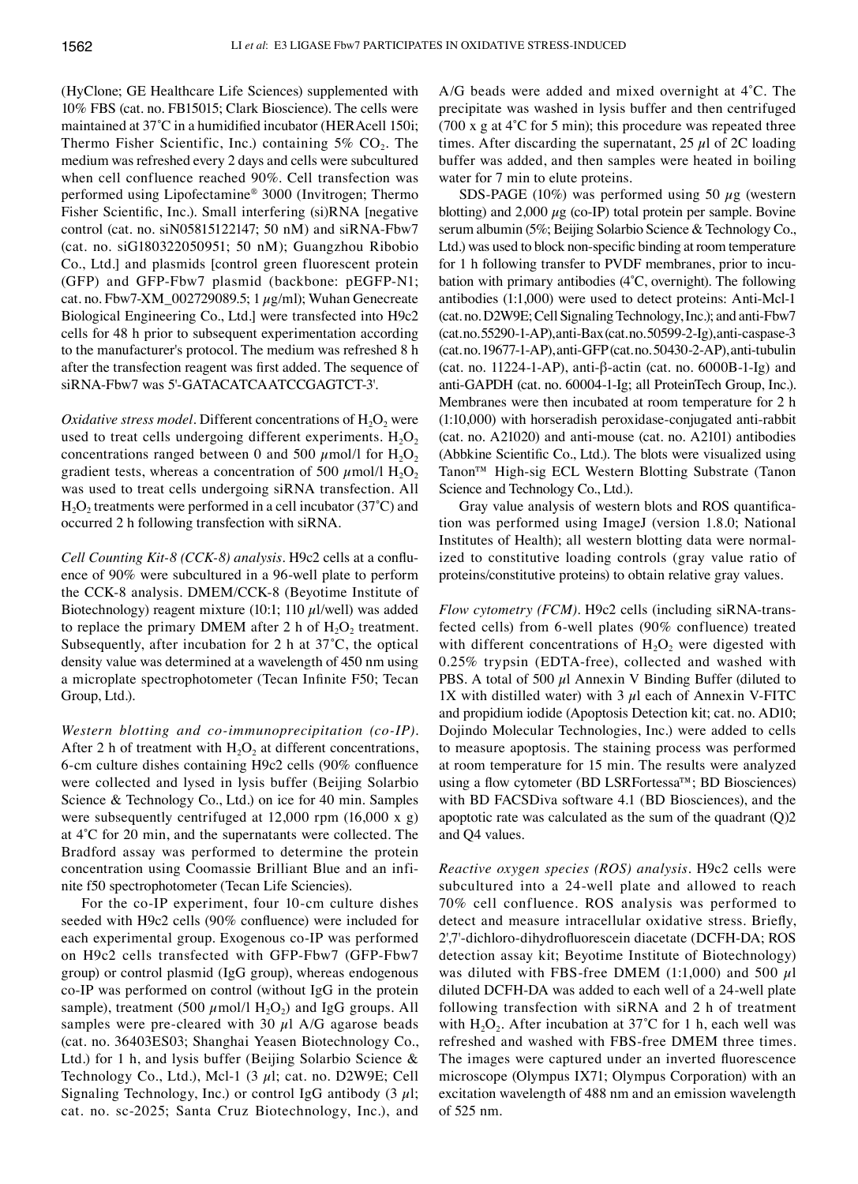(HyClone; GE Healthcare Life Sciences) supplemented with 10% FBS (cat. no. FB15015; Clark Bioscience). The cells were maintained at 37˚C in a humidified incubator (HERAcell 150i; Thermo Fisher Scientific, Inc.) containing 5% $CO_2$. The medium was refreshed every 2 days and cells were subcultured when cell confluence reached 90%. Cell transfection was performed using Lipofectamine® 3000 (Invitrogen; Thermo Fisher Scientific, Inc.). Small interfering (si)RNA [negative control (cat. no. siN05815122147; 50 nM) and siRNA-Fbw7 (cat. no. siG180322050951; 50 nM); Guangzhou Ribobio Co., Ltd.] and plasmids [control green fluorescent protein (GFP) and GFP-Fbw7 plasmid (backbone: pEGFP-N1; cat. no. Fbw7-XM_002729089.5; 1 µg/ml); Wuhan Genecreate Biological Engineering Co., Ltd.] were transfected into H9c2 cells for 48 h prior to subsequent experimentation according to the manufacturer's protocol. The medium was refreshed 8 h after the transfection reagent was first added. The sequence of siRNA-Fbw7 was 5'-GATACATCAATCCGAGTCT-3'.

*Oxidative stress model*. Different concentrations of $H_2O_2$ were used to treat cells undergoing different experiments. $H_2O_2$ concentrations ranged between 0 and 500 µmol/l for $H_2O_2$ gradient tests, whereas a concentration of 500 µmol/l $H_2O_2$ was used to treat cells undergoing siRNA transfection. All $H_2O_2$ treatments were performed in a cell incubator (37˚C) and occurred 2 h following transfection with siRNA.

*Cell Counting Kit-8 (CCK-8) analysis*. H9c2 cells at a confluence of 90% were subcultured in a 96-well plate to perform the CCK-8 analysis. DMEM/CCK-8 (Beyotime Institute of Biotechnology) reagent mixture (10:1; 110 µl/well) was added to replace the primary DMEM after 2 h of $H_2O_2$ treatment. Subsequently, after incubation for 2 h at 37˚C, the optical density value was determined at a wavelength of 450 nm using a microplate spectrophotometer (Tecan Infinite F50; Tecan Group, Ltd.).

*Western blotting and co-immunoprecipitation (co-IP)*. After 2 h of treatment with $H_2O_2$ at different concentrations, 6-cm culture dishes containing H9c2 cells (90% confluence were collected and lysed in lysis buffer (Beijing Solarbio Science & Technology Co., Ltd.) on ice for 40 min. Samples were subsequently centrifuged at 12,000 rpm (16,000 x g) at 4˚C for 20 min, and the supernatants were collected. The Bradford assay was performed to determine the protein concentration using Coomassie Brilliant Blue and an infinite f50 spectrophotometer (Tecan Life Sciences).

For the co-IP experiment, four 10-cm culture dishes seeded with H9c2 cells (90% confluence) were included for each experimental group. Exogenous co-IP was performed on H9c2 cells transfected with GFP-Fbw7 (GFP-Fbw7 group) or control plasmid (IgG group), whereas endogenous co-IP was performed on control (without IgG in the protein sample), treatment (500 µmol/l $H_2O_2$) and IgG groups. All samples were pre-cleared with 30 µl A/G agarose beads (cat. no. 36403ES03; Shanghai Yeasen Biotechnology Co., Ltd.) for 1 h, and lysis buffer (Beijing Solarbio Science & Technology Co., Ltd.), Mcl-1 (3 µl; cat. no. D2W9E; Cell Signaling Technology, Inc.) or control IgG antibody (3 µl; cat. no. sc-2025; Santa Cruz Biotechnology, Inc.), and A/G beads were added and mixed overnight at 4˚C. The precipitate was washed in lysis buffer and then centrifuged (700 x g at 4˚C for 5 min); this procedure was repeated three times. After discarding the supernatant, 25 µl of 2C loading buffer was added, and then samples were heated in boiling water for 7 min to elute proteins.

SDS-PAGE (10%) was performed using 50 µg (western blotting) and 2,000 µg (co-IP) total protein per sample. Bovine serum albumin (5%; Beijing Solarbio Science & Technology Co., Ltd.) was used to block non-specific binding at room temperature for 1 h following transfer to PVDF membranes, prior to incubation with primary antibodies (4˚C, overnight). The following antibodies (1:1,000) were used to detect proteins: Anti-Mcl-1 (cat. no. D2W9E; Cell Signaling Technology, Inc.); and anti-Fbw7 (cat. no. 55290-1-AP), anti-Bax (cat. no. 50599-2-Ig), anti-caspase-3 (cat. no. 19677-1-AP), anti-GFP (cat. no. 50430-2-AP), anti-tubulin (cat. no. 11224-1-AP), anti-β-actin (cat. no. 6000B-1-Ig) and anti-GAPDH (cat. no. 60004-1-Ig; all ProteinTech Group, Inc.). Membranes were then incubated at room temperature for 2 h (1:10,000) with horseradish peroxidase-conjugated anti-rabbit (cat. no. A21020) and anti-mouse (cat. no. A2101) antibodies (Abbkine Scientific Co., Ltd.). The blots were visualized using Tanon™ High-sig ECL Western Blotting Substrate (Tanon Science and Technology Co., Ltd.).

Gray value analysis of western blots and ROS quantification was performed using ImageJ (version 1.8.0; National Institutes of Health); all western blotting data were normalized to constitutive loading controls (gray value ratio of proteins/constitutive proteins) to obtain relative gray values.

*Flow cytometry (FCM)*. H9c2 cells (including siRNA-transfected cells) from 6-well plates (90% confluence) treated with different concentrations of $H_2O_2$ were digested with 0.25% trypsin (EDTA-free), collected and washed with PBS. A total of 500 µl Annexin V Binding Buffer (diluted to 1X with distilled water) with 3 µl each of Annexin V-FITC and propidium iodide (Apoptosis Detection kit; cat. no. AD10; Dojindo Molecular Technologies, Inc.) were added to cells to measure apoptosis. The staining process was performed at room temperature for 15 min. The results were analyzed using a flow cytometer (BD LSRFortessa™; BD Biosciences) with BD FACSDiva software 4.1 (BD Biosciences), and the apoptotic rate was calculated as the sum of the quadrant (Q)2 and Q4 values.

*Reactive oxygen species (ROS) analysis*. H9c2 cells were subcultured into a 24-well plate and allowed to reach 70% cell confluence. ROS analysis was performed to detect and measure intracellular oxidative stress. Briefly, 2',7'-dichloro-dihydrofluorescein diacetate (DCFH-DA; ROS detection assay kit; Beyotime Institute of Biotechnology) was diluted with FBS-free DMEM (1:1,000) and 500 µl diluted DCFH-DA was added to each well of a 24-well plate following transfection with siRNA and 2 h of treatment with $H_2O_2$. After incubation at 37˚C for 1 h, each well was refreshed and washed with FBS-free DMEM three times. The images were captured under an inverted fluorescence microscope (Olympus IX71; Olympus Corporation) with an excitation wavelength of 488 nm and an emission wavelength of 525 nm.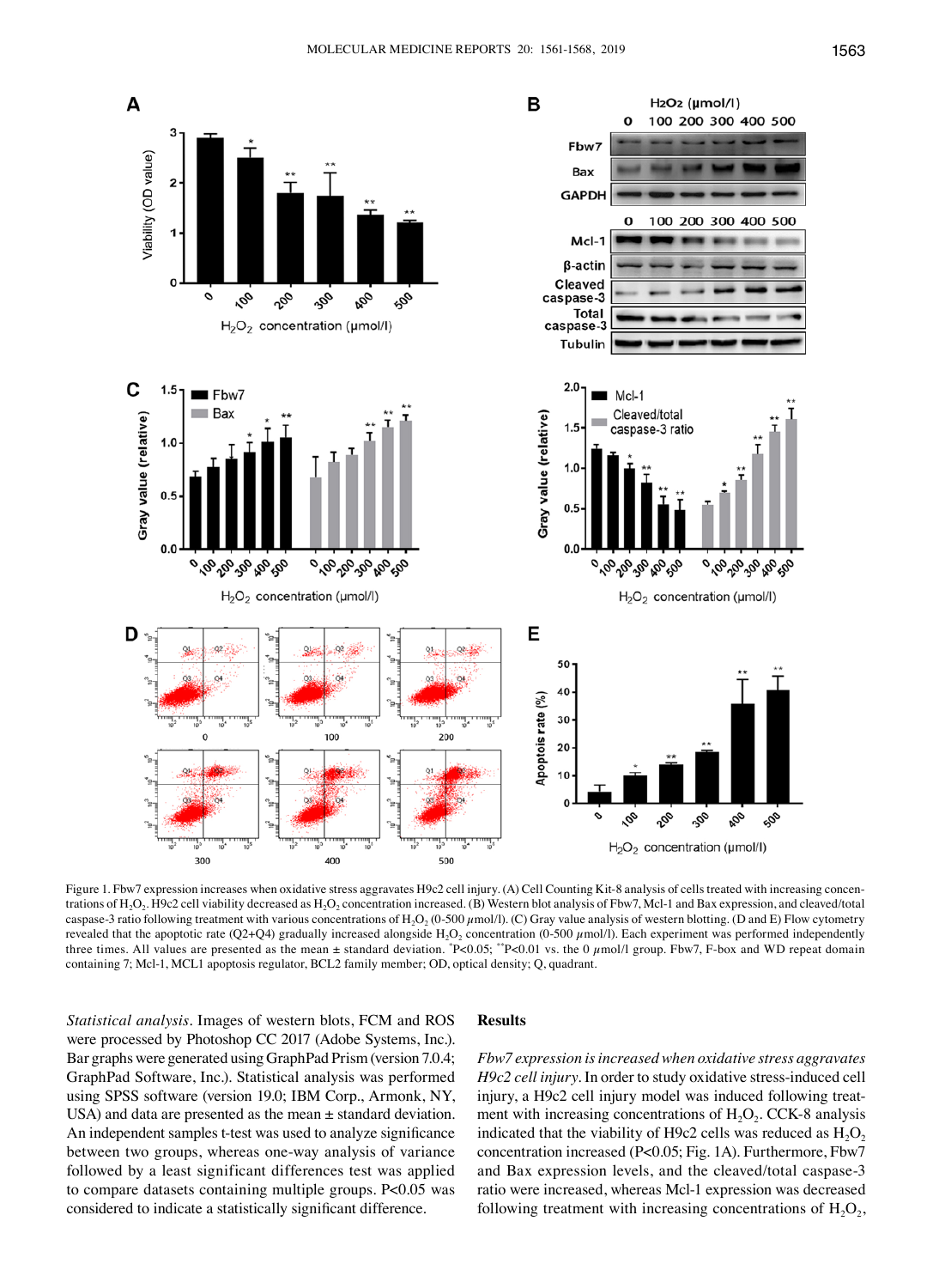Figure 1. Fbw7 expression increases when oxidative stress aggravates H9c2 cell injury. (A) Cell Counting Kit-8 analysis of cells treated with increasing concentrations of $H_2O_2$. H9c2 cell viability decreased as $H_2O_2$ concentration increased. (B) Western blot analysis of Fbw7, Mcl-1 and Bax expression, and cleaved/total caspase-3 ratio following treatment with various concentrations of $H_2O_2$ (0-500 $\mu$mol/l). (C) Gray value analysis of western blotting. (D and E) Flow cytometry revealed that the apoptotic rate (Q2+Q4) gradually increased alongside $H_2O_2$ concentration (0-500 $\mu$mol/l). Each experiment was performed independently three times. All values are presented as the mean ± standard deviation. *P<0.05; **P<0.01 vs. the 0 $\mu$mol/l group. Fbw7, F-box and WD repeat domain containing 7; Mcl-1, MCL1 apoptosis regulator, BCL2 family member; OD, optical density; Q, quadrant.

*Statistical analysis.* Images of western blots, FCM and ROS were processed by Photoshop CC 2017 (Adobe Systems, Inc.). Bar graphs were generated using GraphPad Prism (version 7.0.4; GraphPad Software, Inc.). Statistical analysis was performed using SPSS software (version 19.0; IBM Corp., Armonk, NY, USA) and data are presented as the mean ± standard deviation. An independent samples t-test was used to analyze significance between two groups, whereas one-way analysis of variance followed by a least significant differences test was applied to compare datasets containing multiple groups. P<0.05 was considered to indicate a statistically significant difference.

## Results

*Fbw7 expression is increased when oxidative stress aggravates H9c2 cell injury.* In order to study oxidative stress-induced cell injury, a H9c2 cell injury model was induced following treatment with increasing concentrations of $H_2O_2$. CCK-8 analysis indicated that the viability of H9c2 cells was reduced as $H_2O_2$ concentration increased (P<0.05; Fig. 1A). Furthermore, Fbw7 and Bax expression levels, and the cleaved/total caspase-3 ratio were increased, whereas Mcl-1 expression was decreased following treatment with increasing concentrations of $H_2O_2$,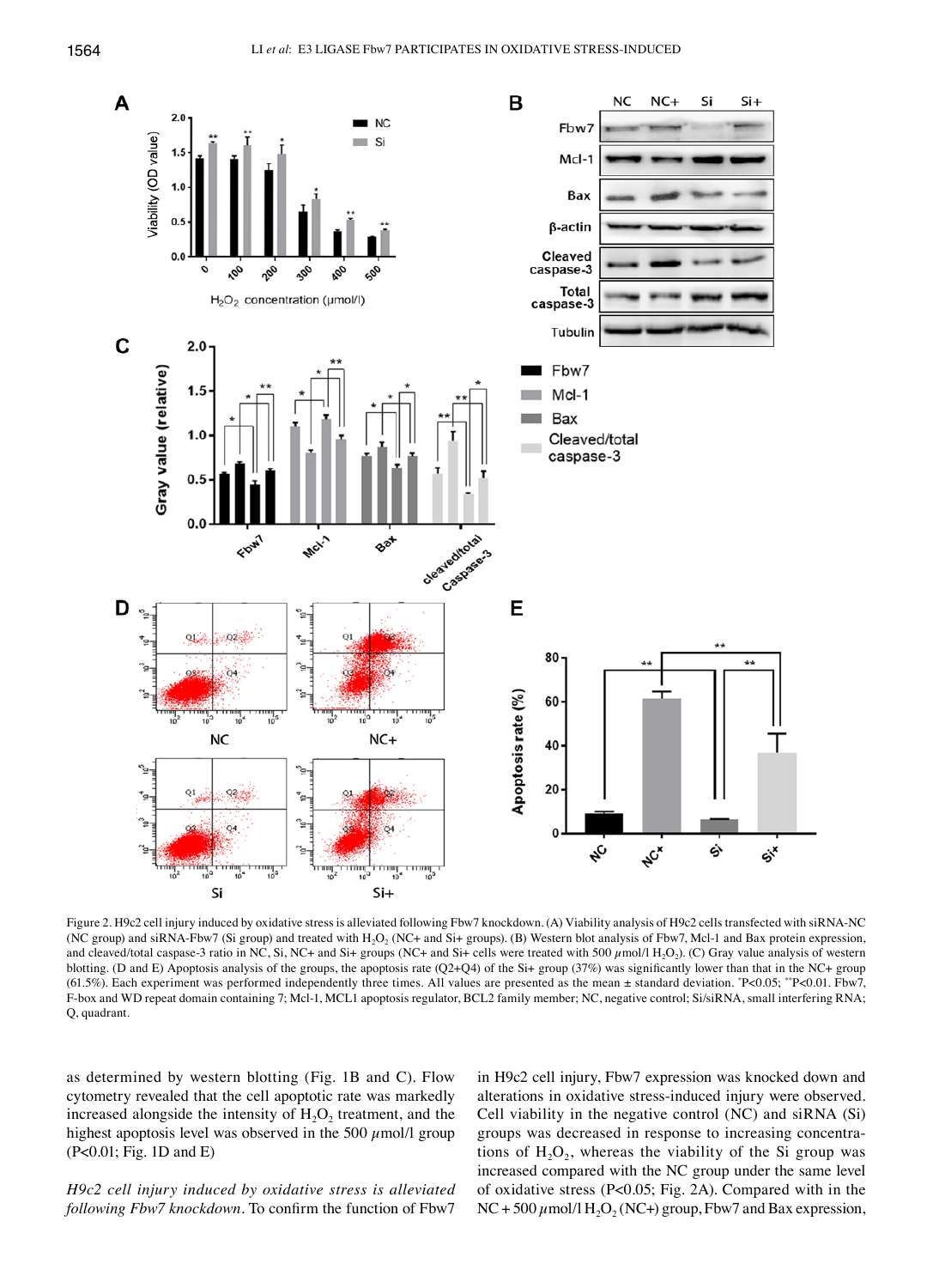Figure 2. H9c2 cell injury induced by oxidative stress is alleviated following Fbw7 knockdown. (A) Viability analysis of H9c2 cells transfected with siRNA-NC (NC group) and siRNA-Fbw7 (Si group) and treated with $H_2O_2$ (NC+ and Si+ groups). (B) Western blot analysis of Fbw7, Mcl-1 and Bax protein expression, and cleaved/total caspase-3 ratio in NC, Si, NC+ and Si+ groups (NC+ and Si+ cells were treated with 500 $\mu$mol/l $H_2O_2$). (C) Gray value analysis of western blotting. (D and E) Apoptosis analysis of the groups, the apoptosis rate (Q2+Q4) of the Si+ group (37%) was significantly lower than that in the NC+ group (61.5%). Each experiment was performed independently three times. All values are presented as the mean ± standard deviation. [*]P<0.05; [**]P<0.01. Fbw7, F-box and WD repeat domain containing 7; Mcl-1, MCL1 apoptosis regulator, BCL2 family member; NC, negative control; Si/siRNA, small interfering RNA; Q, quadrant.

as determined by western blotting (Fig. 1B and C). Flow cytometry revealed that the cell apoptotic rate was markedly increased alongside the intensity of $H_2O_2$ treatment, and the highest apoptosis level was observed in the 500 $\mu$mol/l group (P<0.01; Fig. 1D and E)

*H9c2 cell injury induced by oxidative stress is alleviated following Fbw7 knockdown*. To confirm the function of Fbw7 in H9c2 cell injury, Fbw7 expression was knocked down and alterations in oxidative stress-induced injury were observed. Cell viability in the negative control (NC) and siRNA (Si) groups was decreased in response to increasing concentrations of $H_2O_2$, whereas the viability of the Si group was increased compared with the NC group under the same level of oxidative stress (P<0.05; Fig. 2A). Compared with in the NC + 500 $\mu$mol/l $H_2O_2$ (NC+) group, Fbw7 and Bax expression,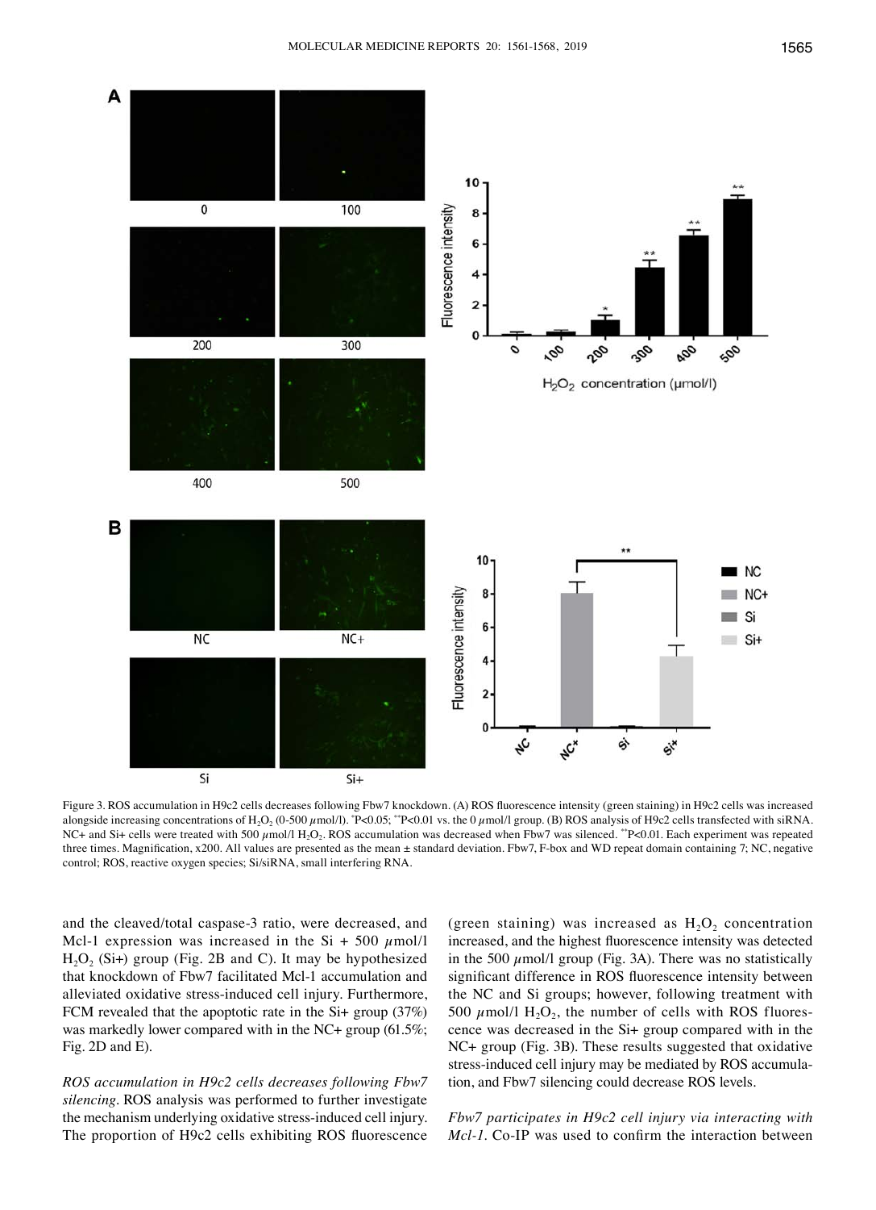Figure 3. ROS accumulation in H9c2 cells decreases following Fbw7 knockdown. (A) ROS fluorescence intensity (green staining) in H9c2 cells was increased alongside increasing concentrations of $H_2O_2$ (0-500 $\mu$mol/l). *P<0.05; **P<0.01 vs. the 0 $\mu$mol/l group. (B) ROS analysis of H9c2 cells transfected with siRNA. NC+ and Si+ cells were treated with 500 $\mu$mol/l $H_2O_2$. ROS accumulation was decreased when Fbw7 was silenced. **P<0.01. Each experiment was repeated three times. Magnification, x200. All values are presented as the mean ± standard deviation. Fbw7, F-box and WD repeat domain containing 7; NC, negative control; ROS, reactive oxygen species; Si/siRNA, small interfering RNA.

and the cleaved/total caspase-3 ratio, were decreased, and Mcl-1 expression was increased in the Si + 500 $\mu$mol/l $H_2O_2$ (Si+) group (Fig. 2B and C). It may be hypothesized that knockdown of Fbw7 facilitated Mcl-1 accumulation and alleviated oxidative stress-induced cell injury. Furthermore, FCM revealed that the apoptotic rate in the Si+ group (37%) was markedly lower compared with in the NC+ group (61.5%; Fig. 2D and E).

*ROS accumulation in H9c2 cells decreases following Fbw7 silencing.* ROS analysis was performed to further investigate the mechanism underlying oxidative stress-induced cell injury. The proportion of H9c2 cells exhibiting ROS fluorescence (green staining) was increased as $H_2O_2$ concentration increased, and the highest fluorescence intensity was detected in the 500 $\mu$mol/l group (Fig. 3A). There was no statistically significant difference in ROS fluorescence intensity between the NC and Si groups; however, following treatment with 500 $\mu$mol/l $H_2O_2$, the number of cells with ROS fluorescence was decreased in the Si+ group compared with in the NC+ group (Fig. 3B). These results suggested that oxidative stress-induced cell injury may be mediated by ROS accumulation, and Fbw7 silencing could decrease ROS levels.

*Fbw7 participates in H9c2 cell injury via interacting with Mcl-1.* Co-IP was used to confirm the interaction between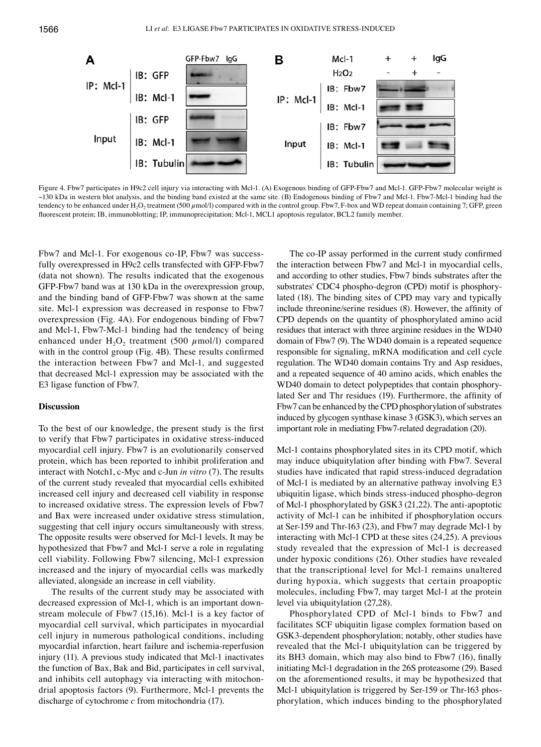Figure 4. Fbw7 participates in H9c2 cell injury via interacting with Mcl-1. (A) Exogenous binding of GFP-Fbw7 and Mcl-1. GFP-Fbw7 molecular weight is ~130 kDa in western blot analysis, and the binding band existed at the same site. (B) Endogenous binding of Fbw7 and Mcl-1. Fbw7-Mcl-1 binding had the tendency to be enhanced under $H_2O_2$ treatment (500 µmol/l) compared with in the control group. Fbw7, F-box and WD repeat domain containing 7; GFP, green fluorescent protein; IB, immunoblotting; IP, immunoprecipitation; Mcl-1, MCL1 apoptosis regulator, BCL2 family member.

Fbw7 and Mcl-1. For exogenous co-IP, Fbw7 was successfully overexpressed in H9c2 cells transfected with GFP-Fbw7 (data not shown). The results indicated that the exogenous GFP-Fbw7 band was at 130 kDa in the overexpression group, and the binding band of GFP-Fbw7 was shown at the same site. Mcl-1 expression was decreased in response to Fbw7 overexpression (Fig. 4A). For endogenous binding of Fbw7 and Mcl-1, Fbw7-Mcl-1 binding had the tendency of being enhanced under $H_2O_2$ treatment (500 µmol/l) compared with in the control group (Fig. 4B). These results confirmed the interaction between Fbw7 and Mcl-1, and suggested that decreased Mcl-1 expression may be associated with the E3 ligase function of Fbw7.

## Discussion

To the best of our knowledge, the present study is the first to verify that Fbw7 participates in oxidative stress-induced myocardial cell injury. Fbw7 is an evolutionarily conserved protein, which has been reported to inhibit proliferation and interact with Notch1, c-Myc and c-Jun *in vitro* (7). The results of the current study revealed that myocardial cells exhibited increased cell injury and decreased cell viability in response to increased oxidative stress. The expression levels of Fbw7 and Bax were increased under oxidative stress stimulation, suggesting that cell injury occurs simultaneously with stress. The opposite results were observed for Mcl-1 levels. It may be hypothesized that Fbw7 and Mcl-1 serve a role in regulating cell viability. Following Fbw7 silencing, Mcl-1 expression increased and the injury of myocardial cells was markedly alleviated, alongside an increase in cell viability.

The results of the current study may be associated with decreased expression of Mcl-1, which is an important downstream molecule of Fbw7 (15,16). Mcl-1 is a key factor of myocardial cell survival, which participates in myocardial cell injury in numerous pathological conditions, including myocardial infarction, heart failure and ischemia-reperfusion injury (11). A previous study indicated that Mcl-1 inactivates the function of Bax, Bak and Bid, participates in cell survival, and inhibits cell autophagy via interacting with mitochondrial apoptosis factors (9). Furthermore, Mcl-1 prevents the discharge of cytochrome *c* from mitochondria (17).

The co-IP assay performed in the current study confirmed the interaction between Fbw7 and Mcl-1 in myocardial cells, and according to other studies, Fbw7 binds substrates after the substrates' CDC4 phospho-degron (CPD) motif is phosphorylated (18). The binding sites of CPD may vary and typically include threonine/serine residues (8). However, the affinity of CPD depends on the quantity of phosphorylated amino acid residues that interact with three arginine residues in the WD40 domain of Fbw7 (9). The WD40 domain is a repeated sequence responsible for signaling, mRNA modification and cell cycle regulation. The WD40 domain contains Try and Asp residues, and a repeated sequence of 40 amino acids, which enables the WD40 domain to detect polypeptides that contain phosphorylated Ser and Thr residues (19). Furthermore, the affinity of Fbw7 can be enhanced by the CPD phosphorylation of substrates induced by glycogen synthase kinase 3 (GSK3), which serves an important role in mediating Fbw7-related degradation (20).

Mcl-1 contains phosphorylated sites in its CPD motif, which may induce ubiquitylation after binding with Fbw7. Several studies have indicated that rapid stress-induced degradation of Mcl-1 is mediated by an alternative pathway involving E3 ubiquitin ligase, which binds stress-induced phospho-degron of Mcl-1 phosphorylated by GSK3 (21,22). The anti-apoptotic activity of Mcl-1 can be inhibited if phosphorylation occurs at Ser-159 and Thr-163 (23), and Fbw7 may degrade Mcl-1 by interacting with Mcl-1 CPD at these sites (24,25). A previous study revealed that the expression of Mcl-1 is decreased under hypoxic conditions (26). Other studies have revealed that the transcriptional level for Mcl-1 remains unaltered during hypoxia, which suggests that certain proapoptotic molecules, including Fbw7, may target Mcl-1 at the protein level via ubiquitylation (27,28).

Phosphorylated CPD of Mcl-1 binds to Fbw7 and facilitates SCF ubiquitin ligase complex formation based on GSK3-dependent phosphorylation; notably, other studies have revealed that the Mcl-1 ubiquitylation can be triggered by its BH3 domain, which may also bind to Fbw7 (16), finally initiating Mcl-1 degradation in the 26S proteasome (29). Based on the aforementioned results, it may be hypothesized that Mcl-1 ubiquitylation is triggered by Ser-159 or Thr-163 phosphorylation, which induces binding to the phosphorylated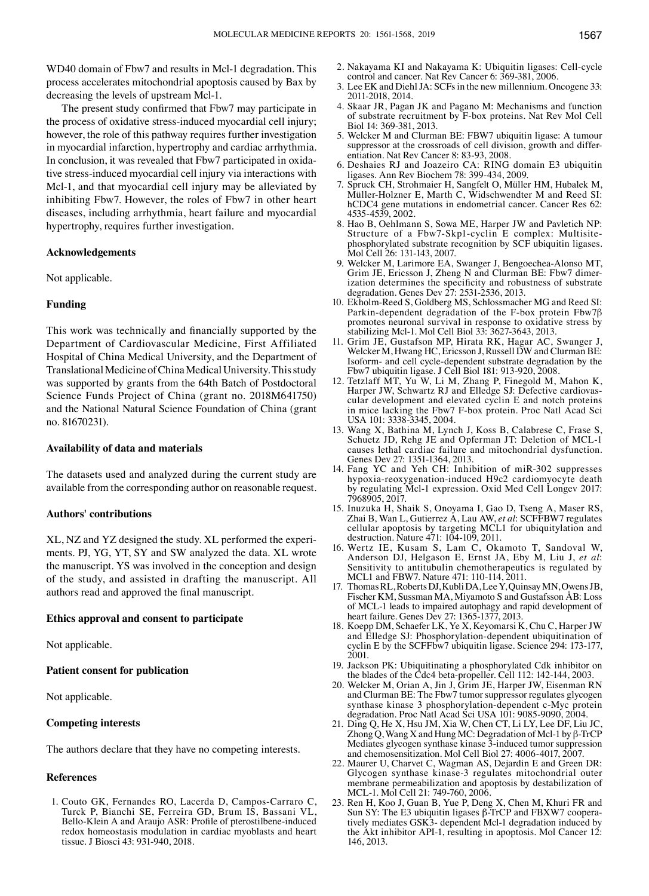WD40 domain of Fbw7 and results in Mcl-1 degradation. This process accelerates mitochondrial apoptosis caused by Bax by decreasing the levels of upstream Mcl-1.

The present study confirmed that Fbw7 may participate in the process of oxidative stress-induced myocardial cell injury; however, the role of this pathway requires further investigation in myocardial infarction, hypertrophy and cardiac arrhythmia. In conclusion, it was revealed that Fbw7 participated in oxidative stress-induced myocardial cell injury via interactions with Mcl-1, and that myocardial cell injury may be alleviated by inhibiting Fbw7. However, the roles of Fbw7 in other heart diseases, including arrhythmia, heart failure and myocardial hypertrophy, requires further investigation.

## Acknowledgements

Not applicable.

## Funding

This work was technically and financially supported by the Department of Cardiovascular Medicine, First Affiliated Hospital of China Medical University, and the Department of Translational Medicine of China Medical University. This study was supported by grants from the 64th Batch of Postdoctoral Science Funds Project of China (grant no. 2018M641750) and the National Natural Science Foundation of China (grant no. 81670231).

## Availability of data and materials

The datasets used and analyzed during the current study are available from the corresponding author on reasonable request.

## Authors' contributions

XL, NZ and YZ designed the study. XL performed the experiments. PJ, YG, YT, SY and SW analyzed the data. XL wrote the manuscript. YS was involved in the conception and design of the study, and assisted in drafting the manuscript. All authors read and approved the final manuscript.

## Ethics approval and consent to participate

Not applicable.

## Patient consent for publication

Not applicable.

## Competing interests

The authors declare that they have no competing interests.

## References

1. Couto GK, Fernandes RO, Lacerda D, Campos-Carraro C, Turck P, Bianchi SE, Ferreira GD, Brum IS, Bassani VL, Bello-Klein A and Araujo ASR: Profile of pterostilbene-induced redox homeostasis modulation in cardiac myoblasts and heart tissue. J Biosci 43: 931-940, 2018.
2. Nakayama KI and Nakayama K: Ubiquitin ligases: Cell-cycle control and cancer. Nat Rev Cancer 6: 369-381, 2006.
3. Lee EK and Diehl JA: SCFs in the new millennium. Oncogene 33: 2011-2018, 2014.
4. Skaar JR, Pagan JK and Pagano M: Mechanisms and function of substrate recruitment by F-box proteins. Nat Rev Mol Cell Biol 14: 369-381, 2013.
5. Welcker M and Clurman BE: FBW7 ubiquitin ligase: A tumour suppressor at the crossroads of cell division, growth and differentiation. Nat Rev Cancer 8: 83-93, 2008.
6. Deshaies RJ and Joazeiro CA: RING domain E3 ubiquitin ligases. Ann Rev Biochem 78: 399-434, 2009.
7. Spruck CH, Strohmaier H, Sangfelt O, Müller HM, Hubalek M, Müller-Holzner E, Marth C, Widschwendter M and Reed SI: hCDC4 gene mutations in endometrial cancer. Cancer Res 62: 4535-4539, 2002.
8. Hao B, Oehlmann S, Sowa ME, Harper JW and Pavletich NP: Structure of a Fbw7-Skp1-cyclin E complex: Multisite-phosphorylated substrate recognition by SCF ubiquitin ligases. Mol Cell 26: 131-143, 2007.
9. Welcker M, Larimore EA, Swanger J, Bengoechea-Alonso MT, Grim JE, Ericsson J, Zheng N and Clurman BE: Fbw7 dimerization determines the specificity and robustness of substrate degradation. Genes Dev 27: 2531-2536, 2013.
10. Ekholm-Reed S, Goldberg MS, Schlossmacher MG and Reed SI: Parkin-dependent degradation of the F-box protein Fbw7β promotes neuronal survival in response to oxidative stress by stabilizing Mcl-1. Mol Cell Biol 33: 3627-3643, 2013.
11. Grim JE, Gustafson MP, Hirata RK, Hagar AC, Swanger J, Welcker M, Hwang HC, Ericsson J, Russell DW and Clurman BE: Isoform- and cell cycle-dependent substrate degradation by the Fbw7 ubiquitin ligase. J Cell Biol 181: 913-920, 2008.
12. Tetzlaff MT, Yu W, Li M, Zhang P, Finegold M, Mahon K, Harper JW, Schwartz RJ and Elledge SJ: Defective cardiovascular development and elevated cyclin E and notch proteins in mice lacking the Fbw7 F-box protein. Proc Natl Acad Sci USA 101: 3338-3345, 2004.
13. Wang X, Bathina M, Lynch J, Koss B, Calabrese C, Frase S, Schuetz JD, Rehg JE and Opferman JT: Deletion of MCL-1 causes lethal cardiac failure and mitochondrial dysfunction. Genes Dev 27: 1351-1364, 2013.
14. Fang YC and Yeh CH: Inhibition of miR-302 suppresses hypoxia-reoxygenation-induced H9c2 cardiomyocyte death by regulating Mcl-1 expression. Oxid Med Cell Longev 2017: 7968905, 2017.
15. Inuzuka H, Shaik S, Onoyama I, Gao D, Tseng A, Maser RS, Zhai B, Wan L, Gutierrez A, Lau AW, *et al*: SCFFBW7 regulates cellular apoptosis by targeting MCL1 for ubiquitylation and destruction. Nature 471: 104-109, 2011.
16. Wertz IE, Kusam S, Lam C, Okamoto T, Sandoval W, Anderson DJ, Helgason E, Ernst JA, Eby M, Liu J, *et al*: Sensitivity to antitubulin chemotherapeutics is regulated by MCL1 and FBW7. Nature 471: 110-114, 2011.
17. Thomas RL, Roberts DJ, Kubli DA, Lee Y, Quinsay MN, Owens JB, Fischer KM, Sussman MA, Miyamoto S and Gustafsson ÅB: Loss of MCL-1 leads to impaired autophagy and rapid development of heart failure. Genes Dev 27: 1365-1377, 2013.
18. Koepp DM, Schaefer LK, Ye X, Keyomarsi K, Chu C, Harper JW and Elledge SJ: Phosphorylation-dependent ubiquitination of cyclin E by the SCFFbw7 ubiquitin ligase. Science 294: 173-177, 2001.
19. Jackson PK: Ubiquitinating a phosphorylated Cdk inhibitor on the blades of the Cdc4 beta-propeller. Cell 112: 142-144, 2003.
20. Welcker M, Orian A, Jin J, Grim JE, Harper JW, Eisenman RN and Clurman BE: The Fbw7 tumor suppressor regulates glycogen synthase kinase 3 phosphorylation-dependent c-Myc protein degradation. Proc Natl Acad Sci USA 101: 9085-9090, 2004.
21. Ding Q, He X, Hsu JM, Xia W, Chen CT, Li LY, Lee DF, Liu JC, Zhong Q, Wang X and Hung MC: Degradation of Mcl-1 by β-TrCP Mediates glycogen synthase kinase 3-induced tumor suppression and chemosensitization. Mol Cell Biol 27: 4006-4017, 2007.
22. Maurer U, Charvet C, Wagman AS, Dejardin E and Green DR: Glycogen synthase kinase-3 regulates mitochondrial outer membrane permeabilization and apoptosis by destabilization of MCL-1. Mol Cell 21: 749-760, 2006.
23. Ren H, Koo J, Guan B, Yue P, Deng X, Chen M, Khuri FR and Sun SY: The E3 ubiquitin ligases β-TrCP and FBXW7 cooperatively mediates GSK3- dependent Mcl-1 degradation induced by the Akt inhibitor API-1, resulting in apoptosis. Mol Cancer 12: 146, 2013.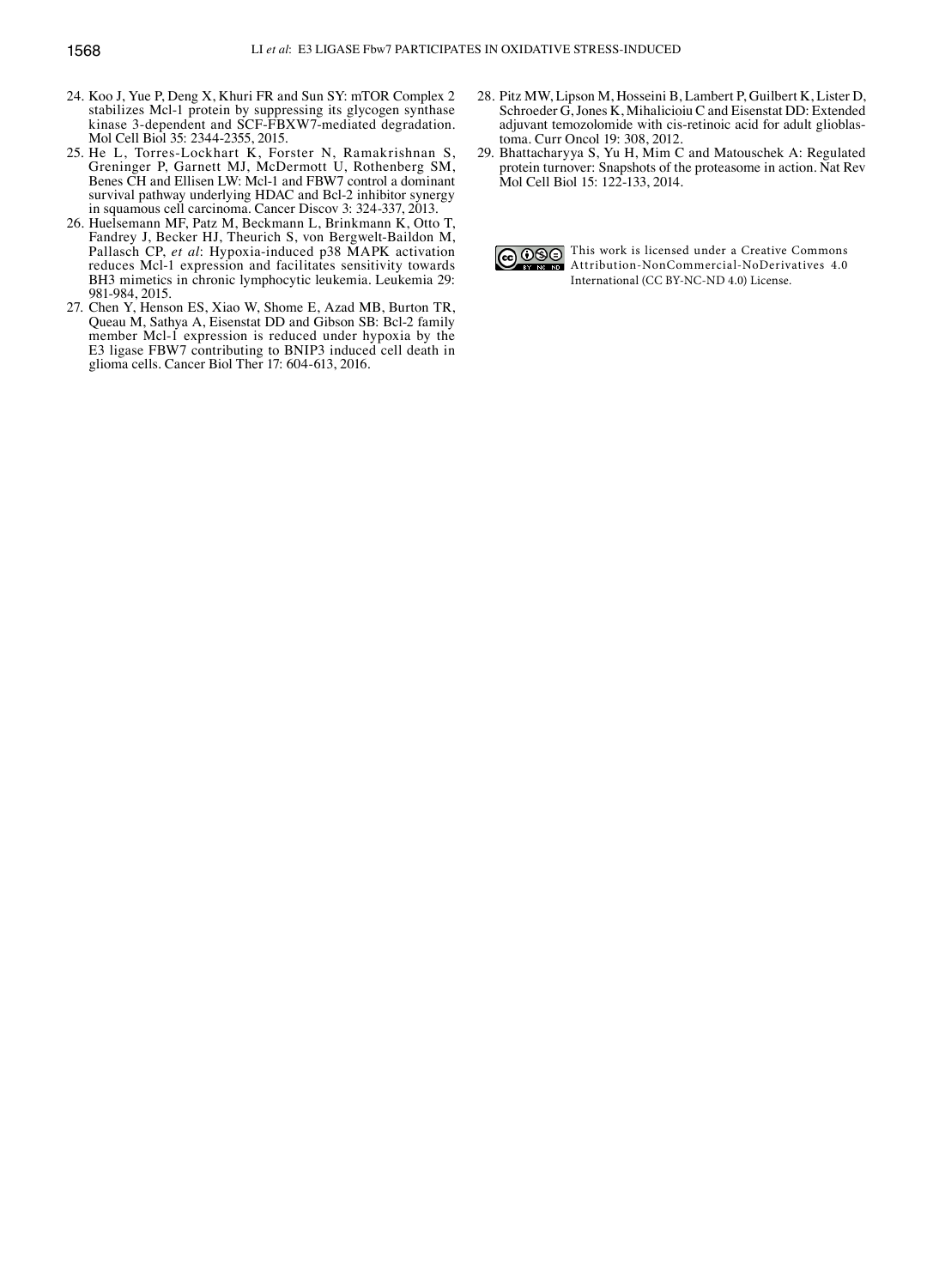24. Koo J, Yue P, Deng X, Khuri FR and Sun SY: mTOR Complex 2 stabilizes Mcl-1 protein by suppressing its glycogen synthase kinase 3-dependent and SCF-FBXW7-mediated degradation. Mol Cell Biol 35: 2344-2355, 2015.
25. He L, Torres-Lockhart K, Forster N, Ramakrishnan S, Greninger P, Garnett MJ, McDermott U, Rothenberg SM, Benes CH and Ellisen LW: Mcl-1 and FBW7 control a dominant survival pathway underlying HDAC and Bcl-2 inhibitor synergy in squamous cell carcinoma. Cancer Discov 3: 324-337, 2013.
26. Huelsemann MF, Patz M, Beckmann L, Brinkmann K, Otto T, Fandrey J, Becker HJ, Theurich S, von Bergwelt-Baildon M, Pallasch CP, *et al*: Hypoxia-induced p38 MAPK activation reduces Mcl-1 expression and facilitates sensitivity towards BH3 mimetics in chronic lymphocytic leukemia. Leukemia 29: 981-984, 2015.
27. Chen Y, Henson ES, Xiao W, Shome E, Azad MB, Burton TR, Queau M, Sathya A, Eisenstat DD and Gibson SB: Bcl-2 family member Mcl-1 expression is reduced under hypoxia by the E3 ligase FBW7 contributing to BNIP3 induced cell death in glioma cells. Cancer Biol Ther 17: 604-613, 2016.
28. Pitz MW, Lipson M, Hosseini B, Lambert P, Guilbert K, Lister D, Schroeder G, Jones K, Mihalicioiu C and Eisenstat DD: Extended adjuvant temozolomide with cis-retinoic acid for adult glioblastoma. Curr Oncol 19: 308, 2012.
29. Bhattacharyya S, Yu H, Mim C and Matouschek A: Regulated protein turnover: Snapshots of the proteasome in action. Nat Rev Mol Cell Biol 15: 122-133, 2014.

This work is licensed under a Creative Commons Attribution-NonCommercial-NoDerivatives 4.0 International (CC BY-NC-ND 4.0) License.